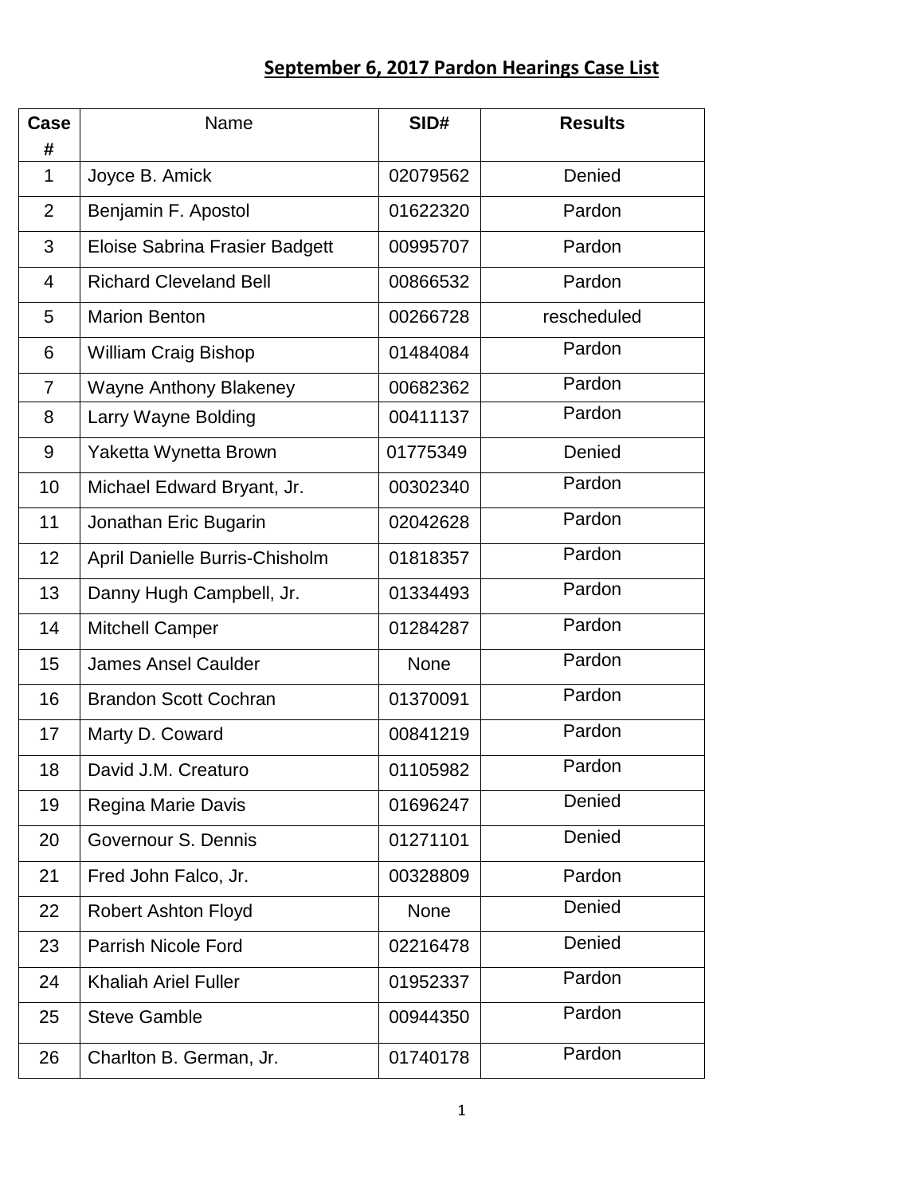# September 6, 2017 Pardon Hearings Case List

| Case # | Name | SID# | Results |
|---|---|---|---|
| 1 | Joyce B. Amick | 02079562 | Denied |
| 2 | Benjamin F. Apostol | 01622320 | Pardon |
| 3 | Eloise Sabrina Frasier Badgett | 00995707 | Pardon |
| 4 | Richard Cleveland Bell | 00866532 | Pardon |
| 5 | Marion Benton | 00266728 | rescheduled |
| 6 | William Craig Bishop | 01484084 | Pardon |
| 7 | Wayne Anthony Blakeney | 00682362 | Pardon |
| 8 | Larry Wayne Bolding | 00411137 | Pardon |
| 9 | Yaketta Wynetta Brown | 01775349 | Denied |
| 10 | Michael Edward Bryant, Jr. | 00302340 | Pardon |
| 11 | Jonathan Eric Bugarin | 02042628 | Pardon |
| 12 | April Danielle Burris-Chisholm | 01818357 | Pardon |
| 13 | Danny Hugh Campbell, Jr. | 01334493 | Pardon |
| 14 | Mitchell Camper | 01284287 | Pardon |
| 15 | James Ansel Caulder | None | Pardon |
| 16 | Brandon Scott Cochran | 01370091 | Pardon |
| 17 | Marty D. Coward | 00841219 | Pardon |
| 18 | David J.M. Creaturo | 01105982 | Pardon |
| 19 | Regina Marie Davis | 01696247 | Denied |
| 20 | Governour S. Dennis | 01271101 | Denied |
| 21 | Fred John Falco, Jr. | 00328809 | Pardon |
| 22 | Robert Ashton Floyd | None | Denied |
| 23 | Parrish Nicole Ford | 02216478 | Denied |
| 24 | Khaliah Ariel Fuller | 01952337 | Pardon |
| 25 | Steve Gamble | 00944350 | Pardon |
| 26 | Charlton B. German, Jr. | 01740178 | Pardon |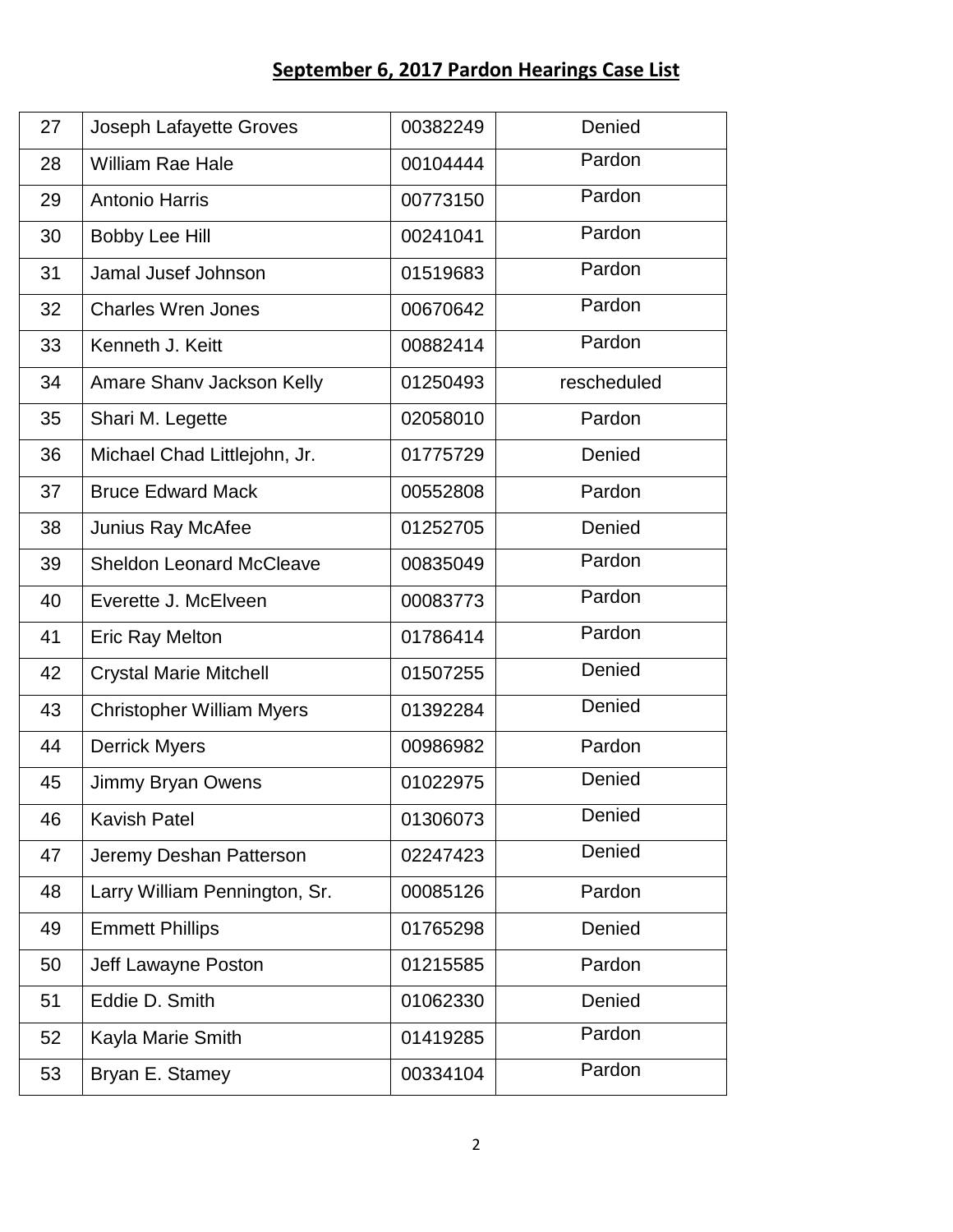## September 6, 2017 Pardon Hearings Case List

| | | | |
|---|---|---|---|
| 27 | Joseph Lafayette Groves | 00382249 | Denied |
| 28 | William Rae Hale | 00104444 | Pardon |
| 29 | Antonio Harris | 00773150 | Pardon |
| 30 | Bobby Lee Hill | 00241041 | Pardon |
| 31 | Jamal Jusef Johnson | 01519683 | Pardon |
| 32 | Charles Wren Jones | 00670642 | Pardon |
| 33 | Kenneth J. Keitt | 00882414 | Pardon |
| 34 | Amare Shanv Jackson Kelly | 01250493 | rescheduled |
| 35 | Shari M. Legette | 02058010 | Pardon |
| 36 | Michael Chad Littlejohn, Jr. | 01775729 | Denied |
| 37 | Bruce Edward Mack | 00552808 | Pardon |
| 38 | Junius Ray McAfee | 01252705 | Denied |
| 39 | Sheldon Leonard McCleave | 00835049 | Pardon |
| 40 | Everette J. McElveen | 00083773 | Pardon |
| 41 | Eric Ray Melton | 01786414 | Pardon |
| 42 | Crystal Marie Mitchell | 01507255 | Denied |
| 43 | Christopher William Myers | 01392284 | Denied |
| 44 | Derrick Myers | 00986982 | Pardon |
| 45 | Jimmy Bryan Owens | 01022975 | Denied |
| 46 | Kavish Patel | 01306073 | Denied |
| 47 | Jeremy Deshan Patterson | 02247423 | Denied |
| 48 | Larry William Pennington, Sr. | 00085126 | Pardon |
| 49 | Emmett Phillips | 01765298 | Denied |
| 50 | Jeff Lawayne Poston | 01215585 | Pardon |
| 51 | Eddie D. Smith | 01062330 | Denied |
| 52 | Kayla Marie Smith | 01419285 | Pardon |
| 53 | Bryan E. Stamey | 00334104 | Pardon |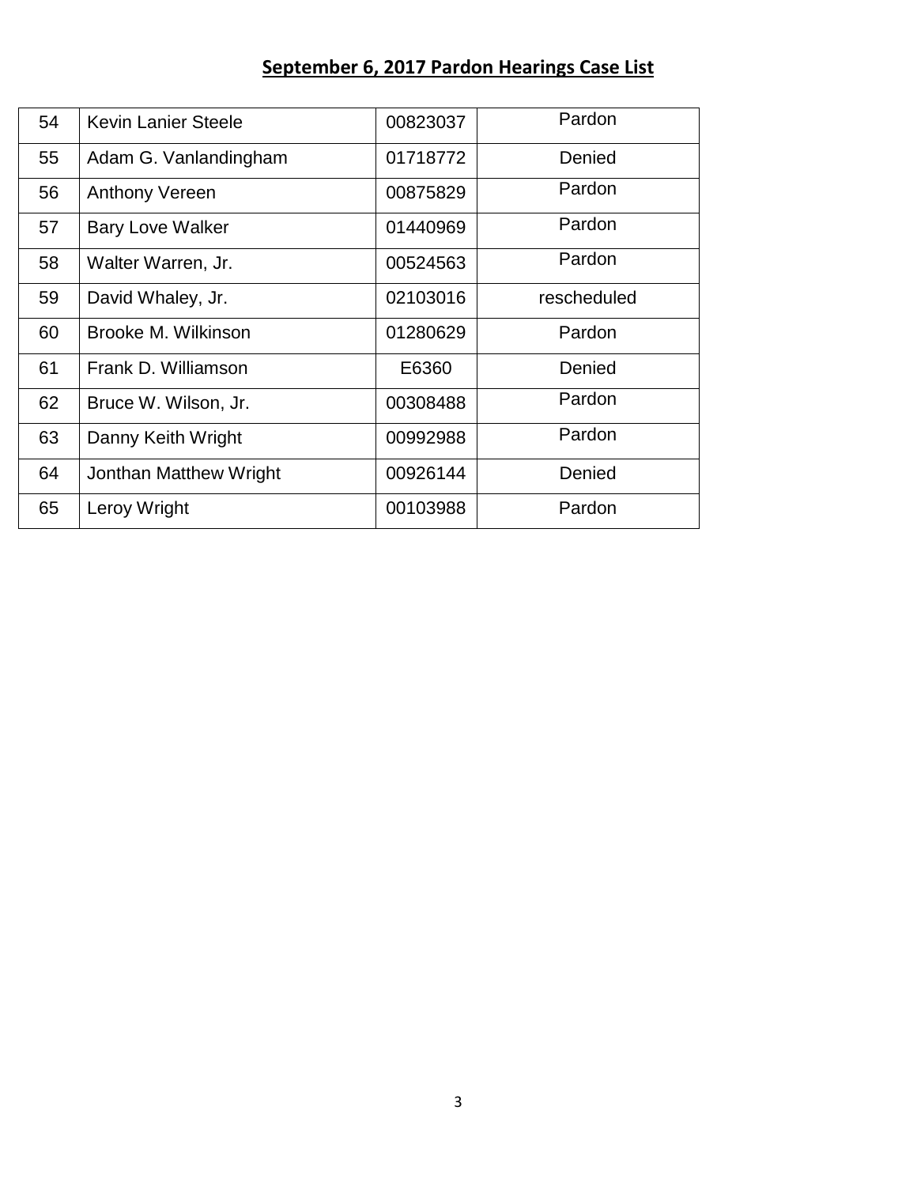## September 6, 2017 Pardon Hearings Case List

| | | | |
|---|---|---|---|
| 54 | Kevin Lanier Steele | 00823037 | Pardon |
| 55 | Adam G. Vanlandingham | 01718772 | Denied |
| 56 | Anthony Vereen | 00875829 | Pardon |
| 57 | Bary Love Walker | 01440969 | Pardon |
| 58 | Walter Warren, Jr. | 00524563 | Pardon |
| 59 | David Whaley, Jr. | 02103016 | rescheduled |
| 60 | Brooke M. Wilkinson | 01280629 | Pardon |
| 61 | Frank D. Williamson | E6360 | Denied |
| 62 | Bruce W. Wilson, Jr. | 00308488 | Pardon |
| 63 | Danny Keith Wright | 00992988 | Pardon |
| 64 | Jonthan Matthew Wright | 00926144 | Denied |
| 65 | Leroy Wright | 00103988 | Pardon |